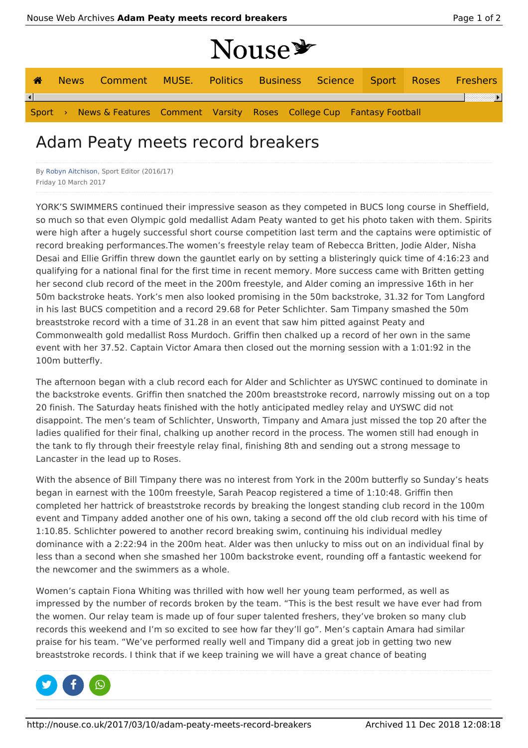# Adam Peaty meets record breakers

By Robyn Aitchison, Sport Editor (2016/17)
Friday 10 March 2017

YORK'S SWIMMERS continued their impressive season as they competed in BUCS long course in Sheffield, so much so that even Olympic gold medallist Adam Peaty wanted to get his photo taken with them. Spirits were high after a hugely successful short course competition last term and the captains were optimistic of record breaking performances.The women's freestyle relay team of Rebecca Britten, Jodie Alder, Nisha Desai and Ellie Griffin threw down the gauntlet early on by setting a blisteringly quick time of 4:16:23 and qualifying for a national final for the first time in recent memory. More success came with Britten getting her second club record of the meet in the 200m freestyle, and Alder coming an impressive 16th in her 50m backstroke heats. York's men also looked promising in the 50m backstroke, 31.32 for Tom Langford in his last BUCS competition and a record 29.68 for Peter Schlichter. Sam Timpany smashed the 50m breaststroke record with a time of 31.28 in an event that saw him pitted against Peaty and Commonwealth gold medallist Ross Murdoch. Griffin then chalked up a record of her own in the same event with her 37.52. Captain Victor Amara then closed out the morning session with a 1:01:92 in the 100m butterfly.

The afternoon began with a club record each for Alder and Schlichter as UYSWC continued to dominate in the backstroke events. Griffin then snatched the 200m breaststroke record, narrowly missing out on a top 20 finish. The Saturday heats finished with the hotly anticipated medley relay and UYSWC did not disappoint. The men's team of Schlichter, Unsworth, Timpany and Amara just missed the top 20 after the ladies qualified for their final, chalking up another record in the process. The women still had enough in the tank to fly through their freestyle relay final, finishing 8th and sending out a strong message to Lancaster in the lead up to Roses.

With the absence of Bill Timpany there was no interest from York in the 200m butterfly so Sunday's heats began in earnest with the 100m freestyle, Sarah Peacop registered a time of 1:10:48. Griffin then completed her hattrick of breaststroke records by breaking the longest standing club record in the 100m event and Timpany added another one of his own, taking a second off the old club record with his time of 1:10.85. Schlichter powered to another record breaking swim, continuing his individual medley dominance with a 2:22:94 in the 200m heat. Alder was then unlucky to miss out on an individual final by less than a second when she smashed her 100m backstroke event, rounding off a fantastic weekend for the newcomer and the swimmers as a whole.

Women's captain Fiona Whiting was thrilled with how well her young team performed, as well as impressed by the number of records broken by the team. "This is the best result we have ever had from the women. Our relay team is made up of four super talented freshers, they've broken so many club records this weekend and I'm so excited to see how far they'll go". Men's captain Amara had similar praise for his team. "We've performed really well and Timpany did a great job in getting two new breaststroke records. I think that if we keep training we will have a great chance of beating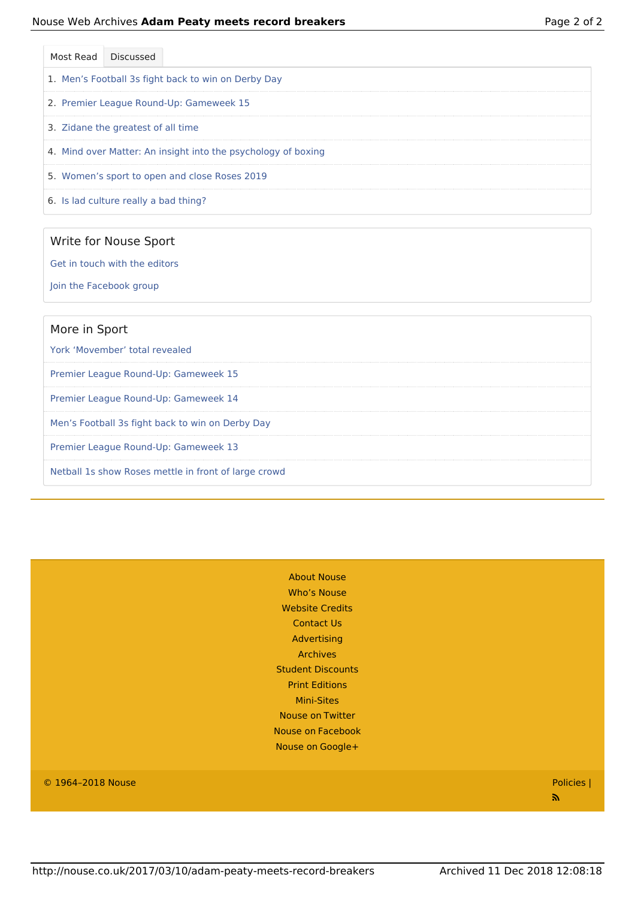Most Read | Discussed

1. Men’s Football 3s fight back to win on Derby Day
2. Premier League Round-Up: Gameweek 15
3. Zidane the greatest of all time
4. Mind over Matter: An insight into the psychology of boxing
5. Women’s sport to open and close Roses 2019
6. Is lad culture really a bad thing?

## Write for Nouse Sport

Get in touch with the editors

Join the Facebook group

## More in Sport

York ‘Movember’ total revealed

Premier League Round-Up: Gameweek 15

Premier League Round-Up: Gameweek 14

Men’s Football 3s fight back to win on Derby Day

Premier League Round-Up: Gameweek 13

Netball 1s show Roses mettle in front of large crowd

---

About Nouse
Who’s Nouse
Website Credits
Contact Us
Advertising
Archives
Student Discounts
Print Editions
Mini-Sites
Nouse on Twitter
Nouse on Facebook
Nouse on Google+

© 1964–2018 Nouse

Policies |